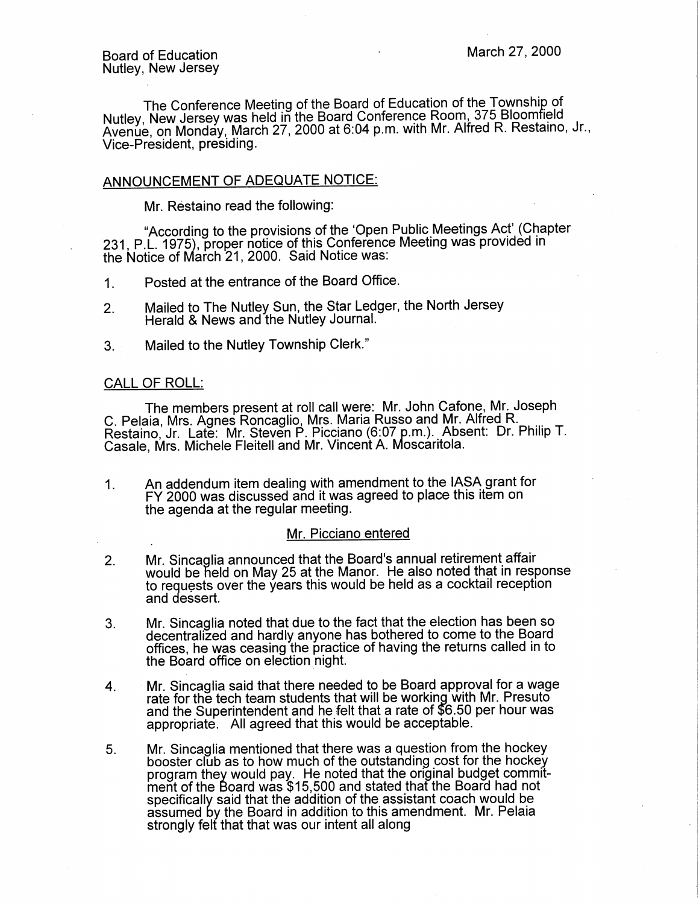Board of Education
Nutley, New Jersey

March 27, 2000

The Conference Meeting of the Board of Education of the Township of Nutley, New Jersey was held in the Board Conference Room, 375 Bloomfield Avenue, on Monday, March 27, 2000 at 6:04 p.m. with Mr. Alfred R. Restaino, Jr., Vice-President, presiding.

## ANNOUNCEMENT OF ADEQUATE NOTICE:

Mr. Restaino read the following:

"According to the provisions of the 'Open Public Meetings Act' (Chapter 231, P.L. 1975), proper notice of this Conference Meeting was provided in the Notice of March 21, 2000. Said Notice was:

1. Posted at the entrance of the Board Office.
2. Mailed to The Nutley Sun, the Star Ledger, the North Jersey Herald & News and the Nutley Journal.
3. Mailed to the Nutley Township Clerk."

## CALL OF ROLL:

The members present at roll call were: Mr. John Cafone, Mr. Joseph C. Pelaia, Mrs. Agnes Roncaglio, Mrs. Maria Russo and Mr. Alfred R. Restaino, Jr. Late: Mr. Steven P. Picciano (6:07 p.m.). Absent: Dr. Philip T. Casale, Mrs. Michele Fleitell and Mr. Vincent A. Moscaritola.

1. An addendum item dealing with amendment to the IASA grant for FY 2000 was discussed and it was agreed to place this item on the agenda at the regular meeting.

Mr. Picciano entered

2. Mr. Sincaglia announced that the Board's annual retirement affair would be held on May 25 at the Manor. He also noted that in response to requests over the years this would be held as a cocktail reception and dessert.
3. Mr. Sincaglia noted that due to the fact that the election has been so decentralized and hardly anyone has bothered to come to the Board offices, he was ceasing the practice of having the returns called in to the Board office on election night.
4. Mr. Sincaglia said that there needed to be Board approval for a wage rate for the tech team students that will be working with Mr. Presuto and the Superintendent and he felt that a rate of $6.50 per hour was appropriate. All agreed that this would be acceptable.
5. Mr. Sincaglia mentioned that there was a question from the hockey booster club as to how much of the outstanding cost for the hockey program they would pay. He noted that the original budget commitment of the Board was $15,500 and stated that the Board had not specifically said that the addition of the assistant coach would be assumed by the Board in addition to this amendment. Mr. Pelaia strongly felt that that was our intent all along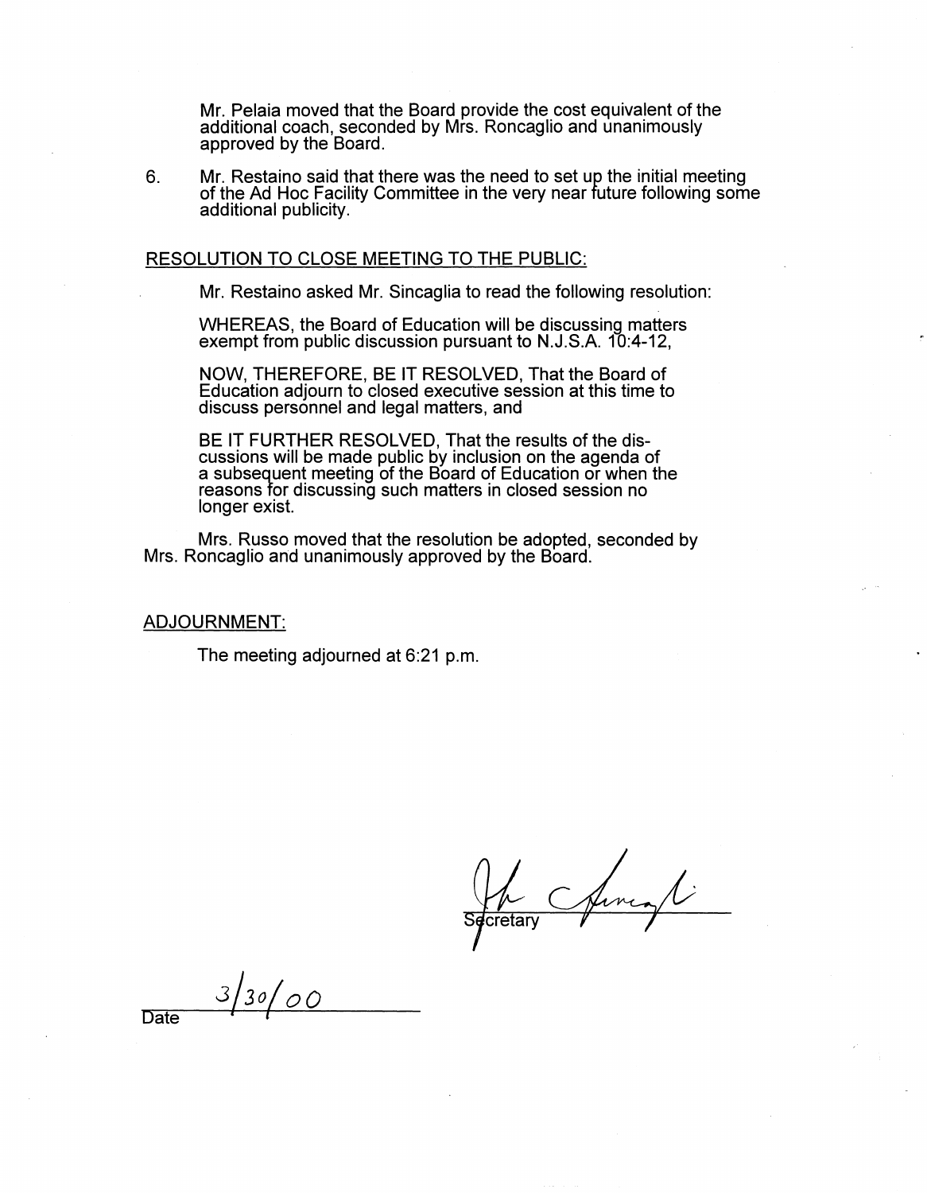Mr. Pelaia moved that the Board provide the cost equivalent of the additional coach, seconded by Mrs. Roncaglio and unanimously approved by the Board.

6. Mr. Restaino said that there was the need to set up the initial meeting of the Ad Hoc Facility Committee in the very near future following some additional publicity.

## RESOLUTION TO CLOSE MEETING TO THE PUBLIC:

Mr. Restaino asked Mr. Sincaglia to read the following resolution:

WHEREAS, the Board of Education will be discussing matters exempt from public discussion pursuant to N.J.S.A. 10:4-12,

NOW, THEREFORE, BE IT RESOLVED, That the Board of Education adjourn to closed executive session at this time to discuss personnel and legal matters, and

BE IT FURTHER RESOLVED, That the results of the discussions will be made public by inclusion on the agenda of a subsequent meeting of the Board of Education or when the reasons for discussing such matters in closed session no longer exist.

Mrs. Russo moved that the resolution be adopted, seconded by Mrs. Roncaglio and unanimously approved by the Board.

## ADJOURNMENT:

The meeting adjourned at 6:21 p.m.

Secretary

Date 3/30/00